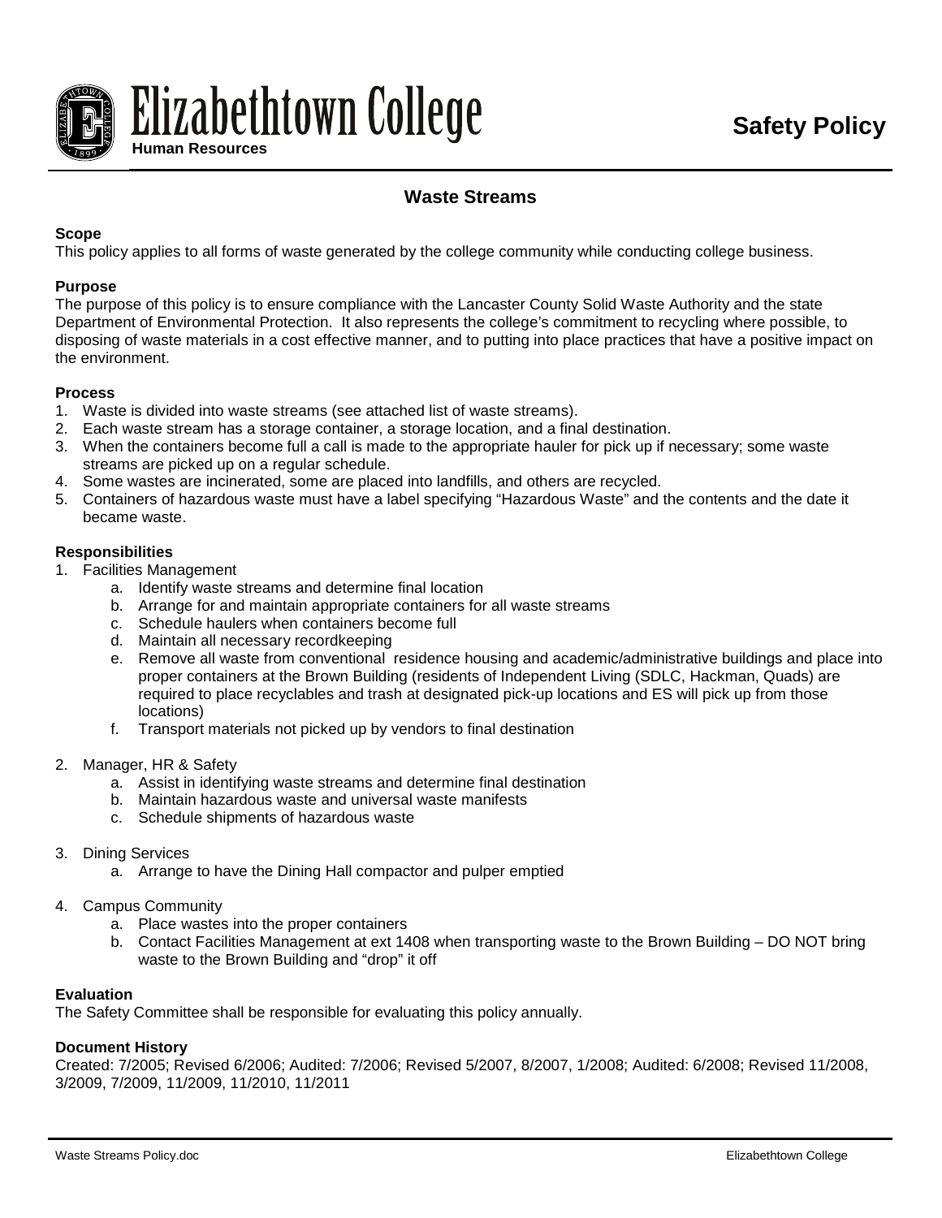Elizabethtown College
Human Resources

**Safety Policy**

# Waste Streams

**Scope**
This policy applies to all forms of waste generated by the college community while conducting college business.

**Purpose**
The purpose of this policy is to ensure compliance with the Lancaster County Solid Waste Authority and the state Department of Environmental Protection. It also represents the college's commitment to recycling where possible, to disposing of waste materials in a cost effective manner, and to putting into place practices that have a positive impact on the environment.

**Process**
1. Waste is divided into waste streams (see attached list of waste streams).
2. Each waste stream has a storage container, a storage location, and a final destination.
3. When the containers become full a call is made to the appropriate hauler for pick up if necessary; some waste streams are picked up on a regular schedule.
4. Some wastes are incinerated, some are placed into landfills, and others are recycled.
5. Containers of hazardous waste must have a label specifying "Hazardous Waste" and the contents and the date it became waste.

**Responsibilities**
1. Facilities Management
   a. Identify waste streams and determine final location
   b. Arrange for and maintain appropriate containers for all waste streams
   c. Schedule haulers when containers become full
   d. Maintain all necessary recordkeeping
   e. Remove all waste from conventional residence housing and academic/administrative buildings and place into proper containers at the Brown Building (residents of Independent Living (SDLC, Hackman, Quads) are required to place recyclables and trash at designated pick-up locations and ES will pick up from those locations)
   f. Transport materials not picked up by vendors to final destination

2. Manager, HR & Safety
   a. Assist in identifying waste streams and determine final destination
   b. Maintain hazardous waste and universal waste manifests
   c. Schedule shipments of hazardous waste

3. Dining Services
   a. Arrange to have the Dining Hall compactor and pulper emptied

4. Campus Community
   a. Place wastes into the proper containers
   b. Contact Facilities Management at ext 1408 when transporting waste to the Brown Building – DO NOT bring waste to the Brown Building and "drop" it off

**Evaluation**
The Safety Committee shall be responsible for evaluating this policy annually.

**Document History**
Created: 7/2005; Revised 6/2006; Audited: 7/2006; Revised 5/2007, 8/2007, 1/2008; Audited: 6/2008; Revised 11/2008, 3/2009, 7/2009, 11/2009, 11/2010, 11/2011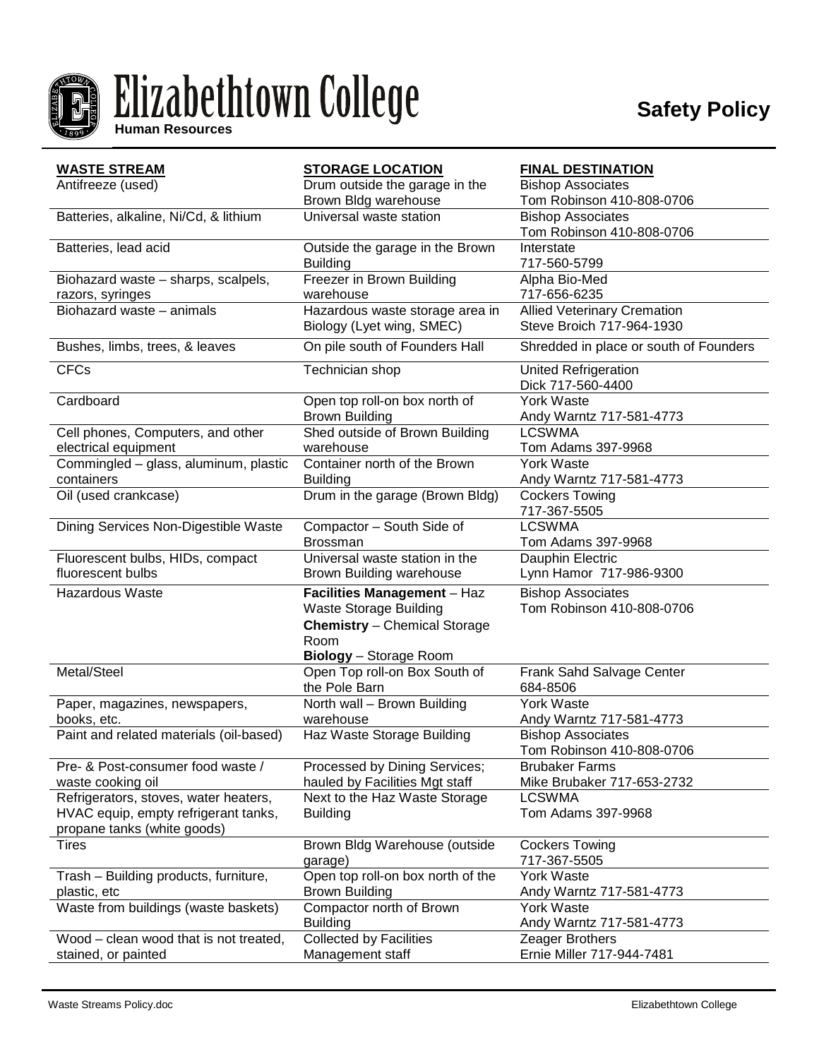| WASTE STREAM | STORAGE LOCATION | FINAL DESTINATION |
|---|---|---|
| Antifreeze (used) | Drum outside the garage in the Brown Bldg warehouse | Bishop Associates Tom Robinson 410-808-0706 |
| Batteries, alkaline, Ni/Cd, & lithium | Universal waste station | Bishop Associates Tom Robinson 410-808-0706 |
| Batteries, lead acid | Outside the garage in the Brown Building | Interstate 717-560-5799 |
| Biohazard waste – sharps, scalpels, razors, syringes | Freezer in Brown Building warehouse | Alpha Bio-Med 717-656-6235 |
| Biohazard waste – animals | Hazardous waste storage area in Biology (Lyet wing, SMEC) | Allied Veterinary Cremation Steve Broich 717-964-1930 |
| Bushes, limbs, trees, & leaves | On pile south of Founders Hall | Shredded in place or south of Founders |
| CFCs | Technician shop | United Refrigeration Dick 717-560-4400 |
| Cardboard | Open top roll-on box north of Brown Building | York Waste Andy Warntz 717-581-4773 |
| Cell phones, Computers, and other electrical equipment | Shed outside of Brown Building warehouse | LCSWMA Tom Adams 397-9968 |
| Commingled – glass, aluminum, plastic containers | Container north of the Brown Building | York Waste Andy Warntz 717-581-4773 |
| Oil (used crankcase) | Drum in the garage (Brown Bldg) | Cockers Towing 717-367-5505 |
| Dining Services Non-Digestible Waste | Compactor – South Side of Brossman | LCSWMA Tom Adams 397-9968 |
| Fluorescent bulbs, HIDs, compact fluorescent bulbs | Universal waste station in the Brown Building warehouse | Dauphin Electric Lynn Hamor 717-986-9300 |
| Hazardous Waste | **Facilities Management** – Haz Waste Storage Building<br>**Chemistry** – Chemical Storage Room<br>**Biology** – Storage Room | Bishop Associates Tom Robinson 410-808-0706 |
| Metal/Steel | Open Top roll-on Box South of the Pole Barn | Frank Sahd Salvage Center 684-8506 |
| Paper, magazines, newspapers, books, etc. | North wall – Brown Building warehouse | York Waste Andy Warntz 717-581-4773 |
| Paint and related materials (oil-based) | Haz Waste Storage Building | Bishop Associates Tom Robinson 410-808-0706 |
| Pre- & Post-consumer food waste / waste cooking oil | Processed by Dining Services; hauled by Facilities Mgt staff | Brubaker Farms Mike Brubaker 717-653-2732 |
| Refrigerators, stoves, water heaters, HVAC equip, empty refrigerant tanks, propane tanks (white goods) | Next to the Haz Waste Storage Building | LCSWMA Tom Adams 397-9968 |
| Tires | Brown Bldg Warehouse (outside garage) | Cockers Towing 717-367-5505 |
| Trash – Building products, furniture, plastic, etc | Open top roll-on box north of the Brown Building | York Waste Andy Warntz 717-581-4773 |
| Waste from buildings (waste baskets) | Compactor north of Brown Building | York Waste Andy Warntz 717-581-4773 |
| Wood – clean wood that is not treated, stained, or painted | Collected by Facilities Management staff | Zeager Brothers Ernie Miller 717-944-7481 |